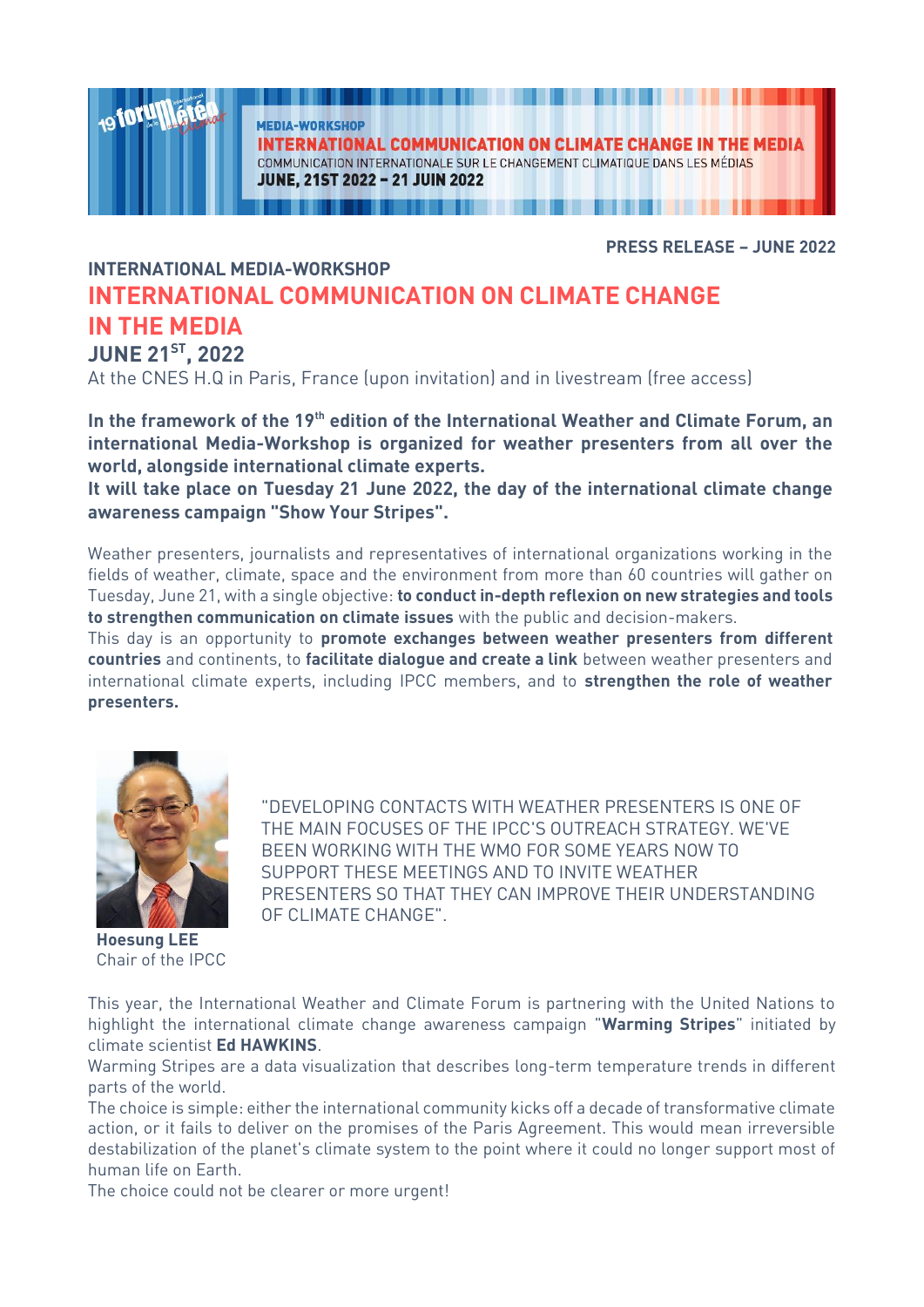MEDIA-WORKSHOP

INTERNATIONAL COMMUNICATION ON CLIMATE CHANGE IN THE MEDIA

COMMUNICATION INTERNATIONALE SUR LE CHANGEMENT CLIMATIQUE DANS LES MÉDIAS

JUNE, 21ST 2022 – 21 JUIN 2022

**PRESS RELEASE – JUNE 2022**

## INTERNATIONAL MEDIA-WORKSHOP

# INTERNATIONAL COMMUNICATION ON CLIMATE CHANGE IN THE MEDIA

## JUNE 21ST, 2022

At the CNES H.Q in Paris, France (upon invitation) and in livestream (free access)

**In the framework of the 19th edition of the International Weather and Climate Forum, an international Media-Workshop is organized for weather presenters from all over the world, alongside international climate experts.**
**It will take place on Tuesday 21 June 2022, the day of the international climate change awareness campaign "Show Your Stripes".**

Weather presenters, journalists and representatives of international organizations working in the fields of weather, climate, space and the environment from more than 60 countries will gather on Tuesday, June 21, with a single objective: **to conduct in-depth reflexion on new strategies and tools to strengthen communication on climate issues** with the public and decision-makers.
This day is an opportunity to **promote exchanges between weather presenters from different countries** and continents, to **facilitate dialogue and create a link** between weather presenters and international climate experts, including IPCC members, and to **strengthen the role of weather presenters.**

"DEVELOPING CONTACTS WITH WEATHER PRESENTERS IS ONE OF THE MAIN FOCUSES OF THE IPCC'S OUTREACH STRATEGY. WE'VE BEEN WORKING WITH THE WMO FOR SOME YEARS NOW TO SUPPORT THESE MEETINGS AND TO INVITE WEATHER PRESENTERS SO THAT THEY CAN IMPROVE THEIR UNDERSTANDING OF CLIMATE CHANGE".

**Hoesung LEE**
Chair of the IPCC

This year, the International Weather and Climate Forum is partnering with the United Nations to highlight the international climate change awareness campaign "**Warming Stripes**" initiated by climate scientist **Ed HAWKINS**.
Warming Stripes are a data visualization that describes long-term temperature trends in different parts of the world.
The choice is simple: either the international community kicks off a decade of transformative climate action, or it fails to deliver on the promises of the Paris Agreement. This would mean irreversible destabilization of the planet's climate system to the point where it could no longer support most of human life on Earth.
The choice could not be clearer or more urgent!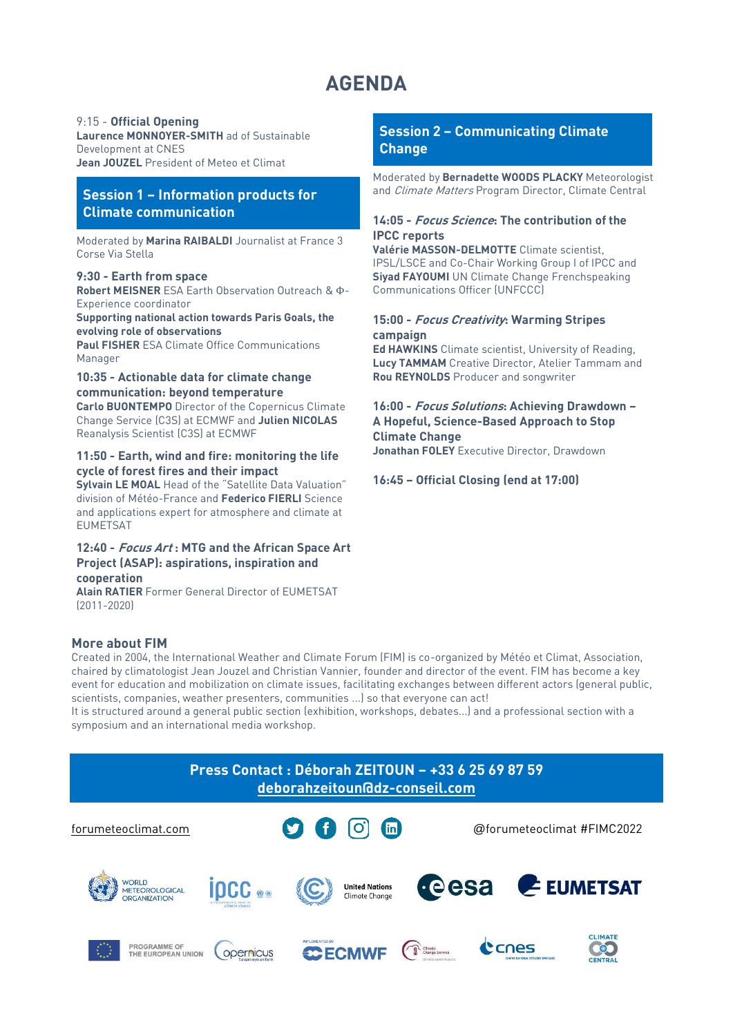# AGENDA

9:15 - **Official Opening**
**Laurence MONNOYER-SMITH** ad of Sustainable Development at CNES
**Jean JOUZEL** President of Meteo et Climat

## Session 1 – Information products for Climate communication

Moderated by **Marina RAIBALDI** Journalist at France 3 Corse Via Stella

**9:30 - Earth from space**
**Robert MEISNER** ESA Earth Observation Outreach & Φ-Experience coordinator
**Supporting national action towards Paris Goals, the evolving role of observations**
**Paul FISHER** ESA Climate Office Communications Manager

**10:35 - Actionable data for climate change communication: beyond temperature**
**Carlo BUONTEMPO** Director of the Copernicus Climate Change Service (C3S) at ECMWF and **Julien NICOLAS** Reanalysis Scientist (C3S) at ECMWF

**11:50 - Earth, wind and fire: monitoring the life cycle of forest fires and their impact**
**Sylvain LE MOAL** Head of the "Satellite Data Valuation" division of Météo-France and **Federico FIERLI** Science and applications expert for atmosphere and climate at EUMETSAT

**12:40 - *Focus Art* : MTG and the African Space Art Project (ASAP): aspirations, inspiration and cooperation**
**Alain RATIER** Former General Director of EUMETSAT (2011-2020)

## Session 2 – Communicating Climate Change

Moderated by **Bernadette WOODS PLACKY** Meteorologist and *Climate Matters* Program Director, Climate Central

**14:05 - *Focus Science*: The contribution of the IPCC reports**
**Valérie MASSON-DELMOTTE** Climate scientist, IPSL/LSCE and Co-Chair Working Group I of IPCC and **Siyad FAYOUMI** UN Climate Change Frenchspeaking Communications Officer (UNFCCC)

**15:00 - *Focus Creativity*: Warming Stripes campaign**
**Ed HAWKINS** Climate scientist, University of Reading, **Lucy TAMMAM** Creative Director, Atelier Tammam and **Rou REYNOLDS** Producer and songwriter

**16:00 - *Focus Solutions*: Achieving Drawdown – A Hopeful, Science-Based Approach to Stop Climate Change**
**Jonathan FOLEY** Executive Director, Drawdown

**16:45 – Official Closing (end at 17:00)**

### More about FIM

Created in 2004, the International Weather and Climate Forum (FIM) is co-organized by Météo et Climat, Association, chaired by climatologist Jean Jouzel and Christian Vannier, founder and director of the event. FIM has become a key event for education and mobilization on climate issues, facilitating exchanges between different actors (general public, scientists, companies, weather presenters, communities ...) so that everyone can act!
It is structured around a general public section (exhibition, workshops, debates...) and a professional section with a symposium and an international media workshop.

**Press Contact : Déborah ZEITOUN – +33 6 25 69 87 59**
**deborahzeitoun@dz-conseil.com**

forumeteoclimat.com

@forumeteoclimat #FIMC2022